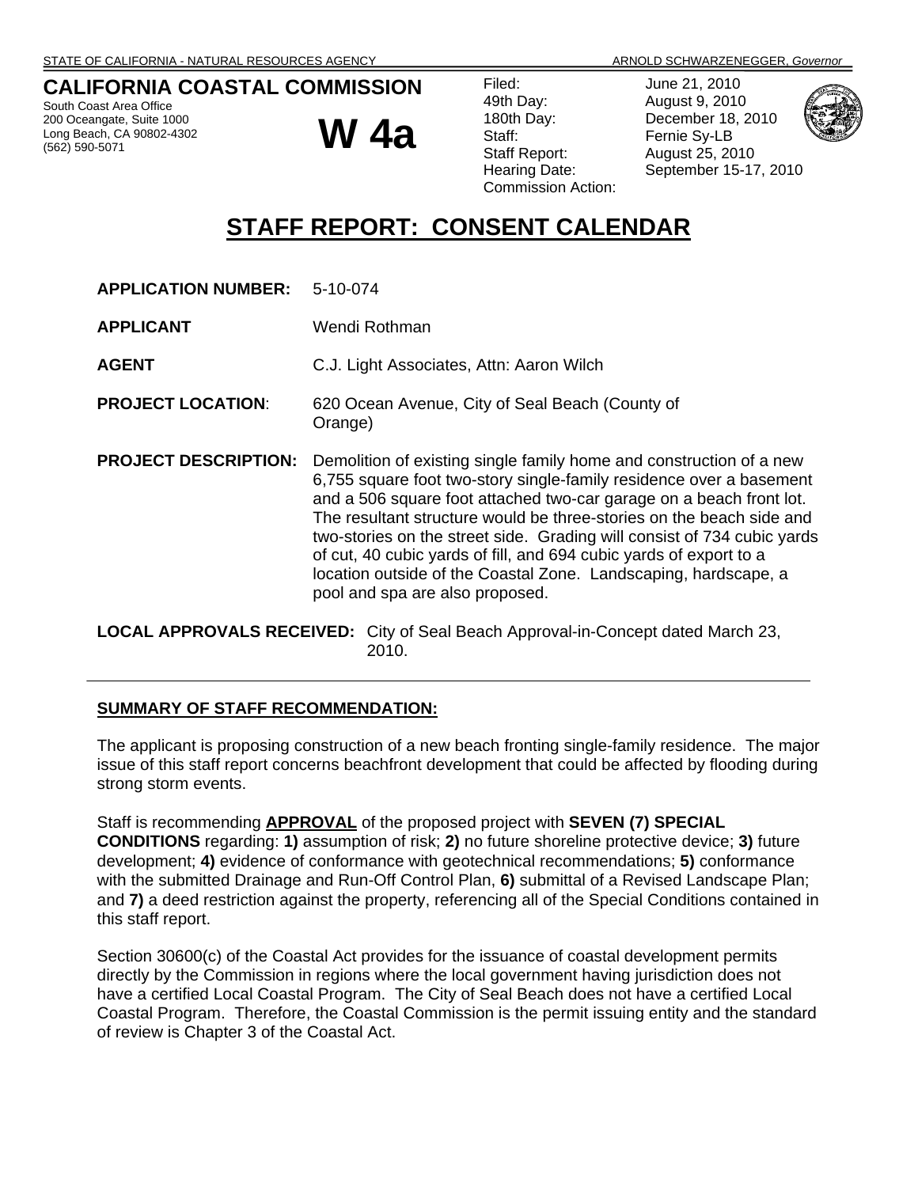STATE OF CALIFORNIA - NATURAL RESOURCES AGENCY ARNOLD SCHWARZENEGGER, *Governor*

**CALIFORNIA COASTAL COMMISSION**
South Coast Area Office
200 Oceangate, Suite 1000
Long Beach, CA 90802-4302
(562) 590-5071

# W 4a

| | |
|---|---|
| Filed: | June 21, 2010 |
| 49th Day: | August 9, 2010 |
| 180th Day: | December 18, 2010 |
| Staff: | Fernie Sy-LB |
| Staff Report: | August 25, 2010 |
| Hearing Date: | September 15-17, 2010 |
| Commission Action: | |

# STAFF REPORT: CONSENT CALENDAR

**APPLICATION NUMBER:** 5-10-074

**APPLICANT** Wendi Rothman

**AGENT** C.J. Light Associates, Attn: Aaron Wilch

**PROJECT LOCATION**: 620 Ocean Avenue, City of Seal Beach (County of Orange)

**PROJECT DESCRIPTION:** Demolition of existing single family home and construction of a new 6,755 square foot two-story single-family residence over a basement and a 506 square foot attached two-car garage on a beach front lot. The resultant structure would be three-stories on the beach side and two-stories on the street side. Grading will consist of 734 cubic yards of cut, 40 cubic yards of fill, and 694 cubic yards of export to a location outside of the Coastal Zone. Landscaping, hardscape, a pool and spa are also proposed.

**LOCAL APPROVALS RECEIVED:** City of Seal Beach Approval-in-Concept dated March 23, 2010.

---

## SUMMARY OF STAFF RECOMMENDATION:

The applicant is proposing construction of a new beach fronting single-family residence. The major issue of this staff report concerns beachfront development that could be affected by flooding during strong storm events.

Staff is recommending **APPROVAL** of the proposed project with **SEVEN (7) SPECIAL CONDITIONS** regarding: **1)** assumption of risk; **2)** no future shoreline protective device; **3)** future development; **4)** evidence of conformance with geotechnical recommendations; **5)** conformance with the submitted Drainage and Run-Off Control Plan, **6)** submittal of a Revised Landscape Plan; and **7)** a deed restriction against the property, referencing all of the Special Conditions contained in this staff report.

Section 30600(c) of the Coastal Act provides for the issuance of coastal development permits directly by the Commission in regions where the local government having jurisdiction does not have a certified Local Coastal Program. The City of Seal Beach does not have a certified Local Coastal Program. Therefore, the Coastal Commission is the permit issuing entity and the standard of review is Chapter 3 of the Coastal Act.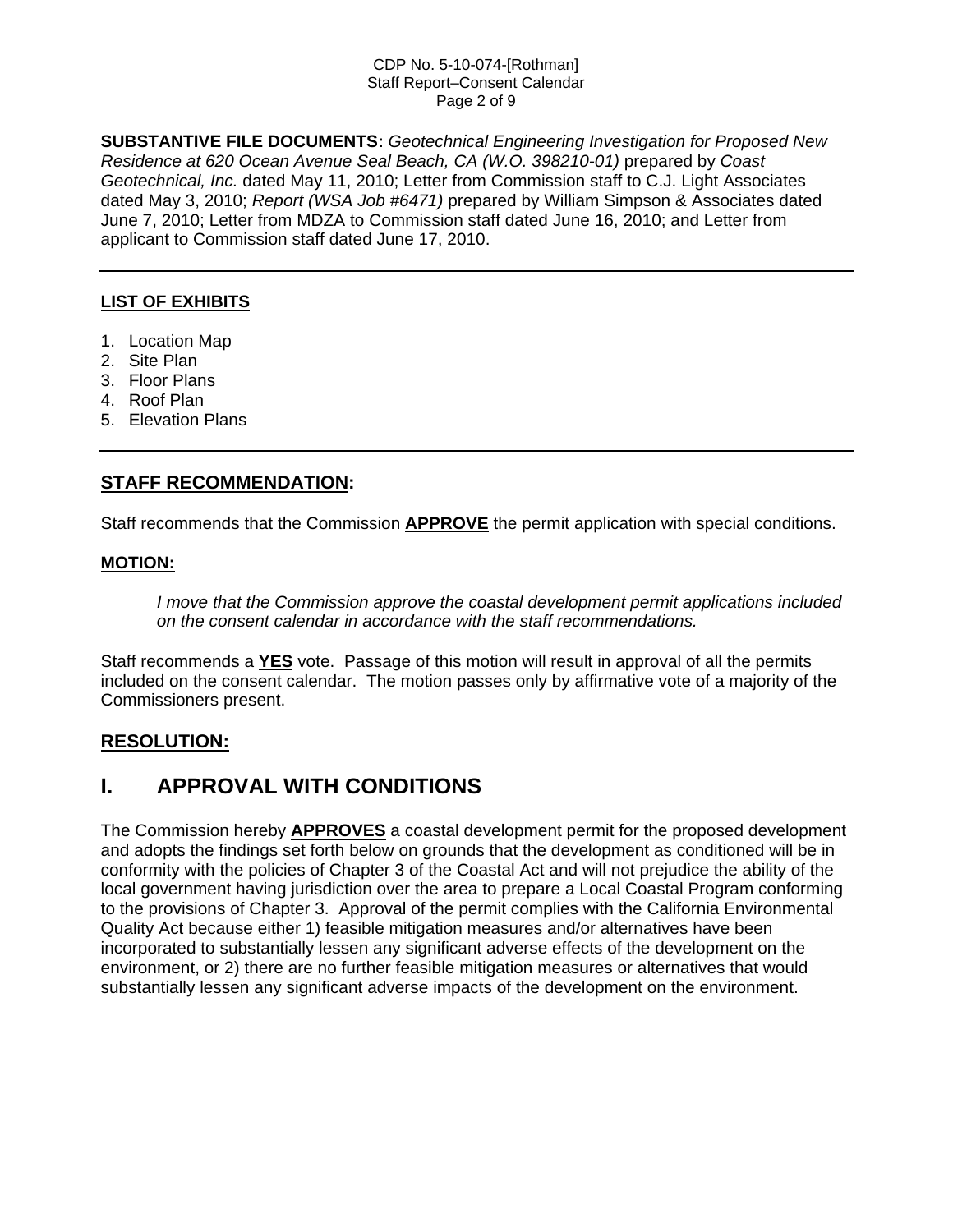**SUBSTANTIVE FILE DOCUMENTS:** *Geotechnical Engineering Investigation for Proposed New Residence at 620 Ocean Avenue Seal Beach, CA (W.O. 398210-01)* prepared by *Coast Geotechnical, Inc.* dated May 11, 2010; Letter from Commission staff to C.J. Light Associates dated May 3, 2010; *Report (WSA Job #6471)* prepared by William Simpson & Associates dated June 7, 2010; Letter from MDZA to Commission staff dated June 16, 2010; and Letter from applicant to Commission staff dated June 17, 2010.

---

**LIST OF EXHIBITS**

1. Location Map
2. Site Plan
3. Floor Plans
4. Roof Plan
5. Elevation Plans

---

## STAFF RECOMMENDATION:

Staff recommends that the Commission **APPROVE** the permit application with special conditions.

### MOTION:

> *I move that the Commission approve the coastal development permit applications included on the consent calendar in accordance with the staff recommendations.*

Staff recommends a **YES** vote. Passage of this motion will result in approval of all the permits included on the consent calendar. The motion passes only by affirmative vote of a majority of the Commissioners present.

## RESOLUTION:

# I. APPROVAL WITH CONDITIONS

The Commission hereby **APPROVES** a coastal development permit for the proposed development and adopts the findings set forth below on grounds that the development as conditioned will be in conformity with the policies of Chapter 3 of the Coastal Act and will not prejudice the ability of the local government having jurisdiction over the area to prepare a Local Coastal Program conforming to the provisions of Chapter 3. Approval of the permit complies with the California Environmental Quality Act because either 1) feasible mitigation measures and/or alternatives have been incorporated to substantially lessen any significant adverse effects of the development on the environment, or 2) there are no further feasible mitigation measures or alternatives that would substantially lessen any significant adverse impacts of the development on the environment.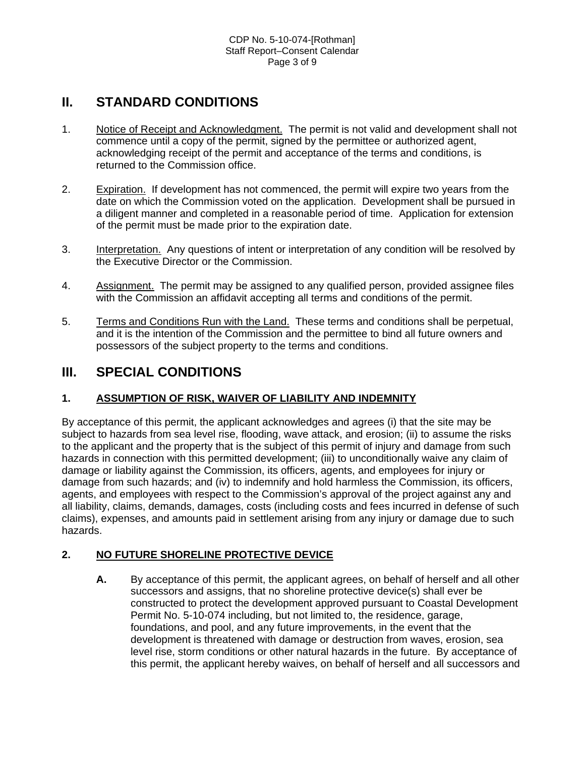## II. STANDARD CONDITIONS

1. Notice of Receipt and Acknowledgment. The permit is not valid and development shall not commence until a copy of the permit, signed by the permittee or authorized agent, acknowledging receipt of the permit and acceptance of the terms and conditions, is returned to the Commission office.

2. Expiration. If development has not commenced, the permit will expire two years from the date on which the Commission voted on the application. Development shall be pursued in a diligent manner and completed in a reasonable period of time. Application for extension of the permit must be made prior to the expiration date.

3. Interpretation. Any questions of intent or interpretation of any condition will be resolved by the Executive Director or the Commission.

4. Assignment. The permit may be assigned to any qualified person, provided assignee files with the Commission an affidavit accepting all terms and conditions of the permit.

5. Terms and Conditions Run with the Land. These terms and conditions shall be perpetual, and it is the intention of the Commission and the permittee to bind all future owners and possessors of the subject property to the terms and conditions.

## III. SPECIAL CONDITIONS

### 1. ASSUMPTION OF RISK, WAIVER OF LIABILITY AND INDEMNITY

By acceptance of this permit, the applicant acknowledges and agrees (i) that the site may be subject to hazards from sea level rise, flooding, wave attack, and erosion; (ii) to assume the risks to the applicant and the property that is the subject of this permit of injury and damage from such hazards in connection with this permitted development; (iii) to unconditionally waive any claim of damage or liability against the Commission, its officers, agents, and employees for injury or damage from such hazards; and (iv) to indemnify and hold harmless the Commission, its officers, agents, and employees with respect to the Commission's approval of the project against any and all liability, claims, demands, damages, costs (including costs and fees incurred in defense of such claims), expenses, and amounts paid in settlement arising from any injury or damage due to such hazards.

### 2. NO FUTURE SHORELINE PROTECTIVE DEVICE

**A.** By acceptance of this permit, the applicant agrees, on behalf of herself and all other successors and assigns, that no shoreline protective device(s) shall ever be constructed to protect the development approved pursuant to Coastal Development Permit No. 5-10-074 including, but not limited to, the residence, garage, foundations, and pool, and any future improvements, in the event that the development is threatened with damage or destruction from waves, erosion, sea level rise, storm conditions or other natural hazards in the future. By acceptance of this permit, the applicant hereby waives, on behalf of herself and all successors and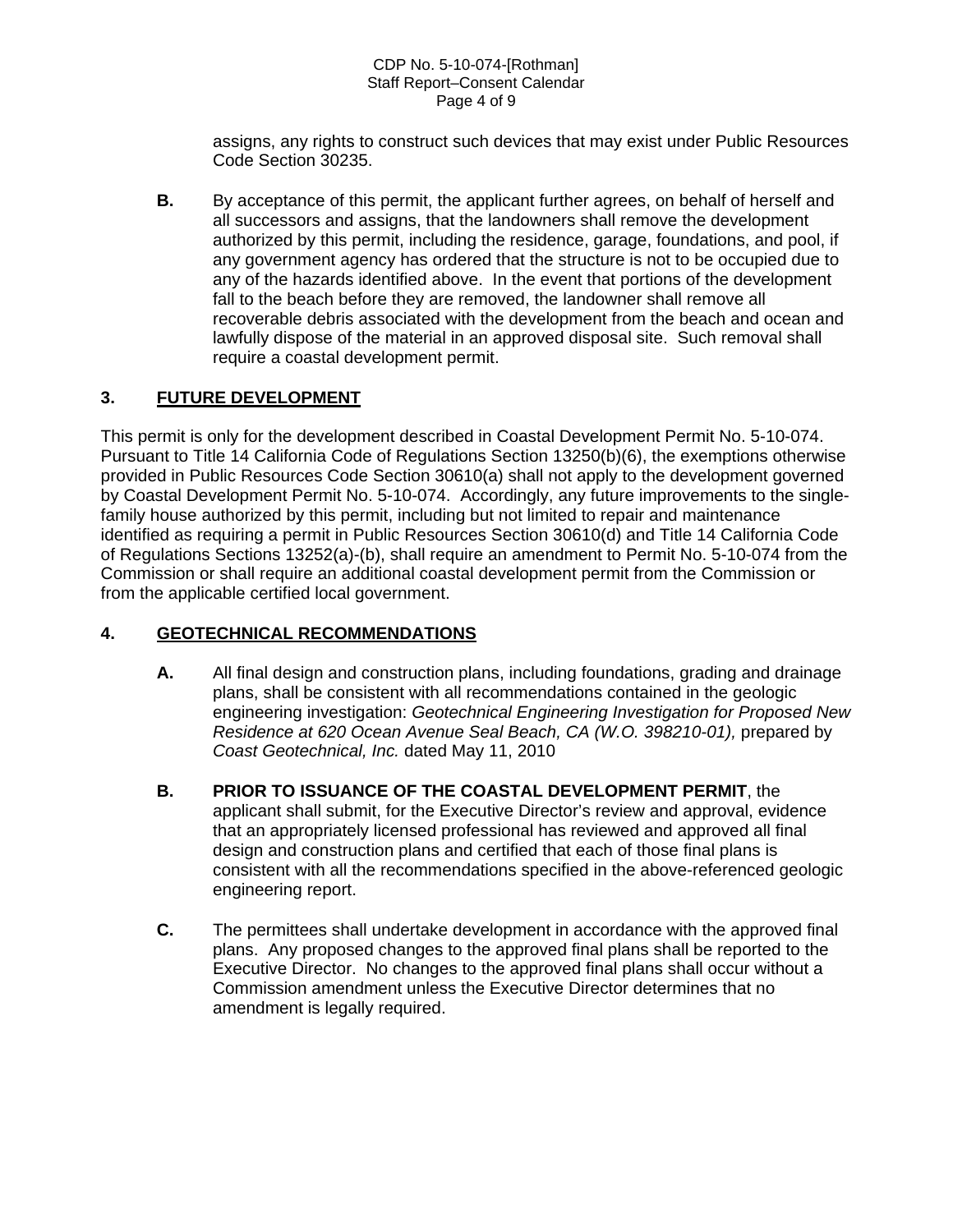assigns, any rights to construct such devices that may exist under Public Resources Code Section 30235.

**B.** By acceptance of this permit, the applicant further agrees, on behalf of herself and all successors and assigns, that the landowners shall remove the development authorized by this permit, including the residence, garage, foundations, and pool, if any government agency has ordered that the structure is not to be occupied due to any of the hazards identified above. In the event that portions of the development fall to the beach before they are removed, the landowner shall remove all recoverable debris associated with the development from the beach and ocean and lawfully dispose of the material in an approved disposal site. Such removal shall require a coastal development permit.

## 3. FUTURE DEVELOPMENT

This permit is only for the development described in Coastal Development Permit No. 5-10-074. Pursuant to Title 14 California Code of Regulations Section 13250(b)(6), the exemptions otherwise provided in Public Resources Code Section 30610(a) shall not apply to the development governed by Coastal Development Permit No. 5-10-074. Accordingly, any future improvements to the single-family house authorized by this permit, including but not limited to repair and maintenance identified as requiring a permit in Public Resources Section 30610(d) and Title 14 California Code of Regulations Sections 13252(a)-(b), shall require an amendment to Permit No. 5-10-074 from the Commission or shall require an additional coastal development permit from the Commission or from the applicable certified local government.

## 4. GEOTECHNICAL RECOMMENDATIONS

**A.** All final design and construction plans, including foundations, grading and drainage plans, shall be consistent with all recommendations contained in the geologic engineering investigation: *Geotechnical Engineering Investigation for Proposed New Residence at 620 Ocean Avenue Seal Beach, CA (W.O. 398210-01),* prepared by *Coast Geotechnical, Inc.* dated May 11, 2010

**B.** **PRIOR TO ISSUANCE OF THE COASTAL DEVELOPMENT PERMIT**, the applicant shall submit, for the Executive Director's review and approval, evidence that an appropriately licensed professional has reviewed and approved all final design and construction plans and certified that each of those final plans is consistent with all the recommendations specified in the above-referenced geologic engineering report.

**C.** The permittees shall undertake development in accordance with the approved final plans. Any proposed changes to the approved final plans shall be reported to the Executive Director. No changes to the approved final plans shall occur without a Commission amendment unless the Executive Director determines that no amendment is legally required.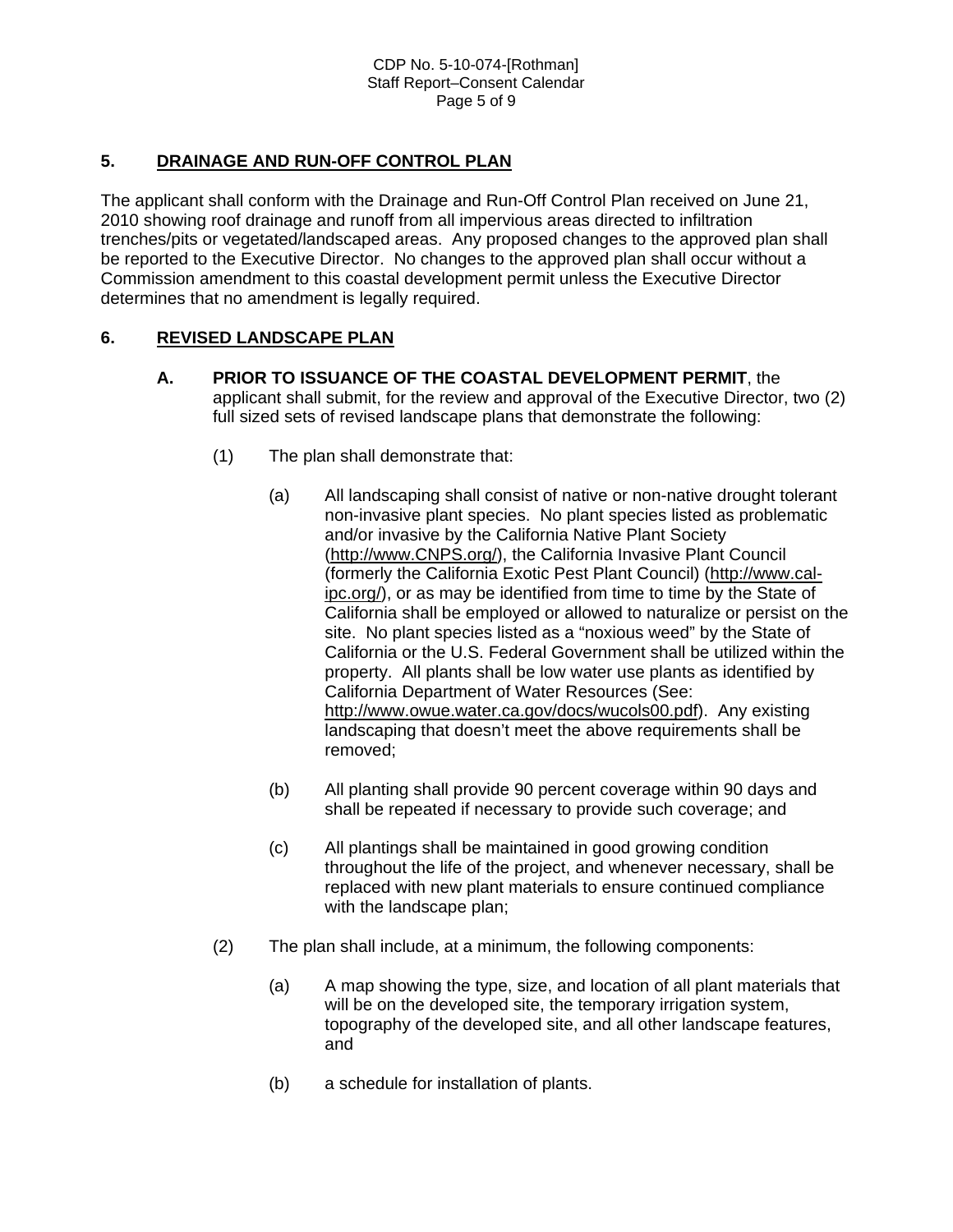## 5. DRAINAGE AND RUN-OFF CONTROL PLAN

The applicant shall conform with the Drainage and Run-Off Control Plan received on June 21, 2010 showing roof drainage and runoff from all impervious areas directed to infiltration trenches/pits or vegetated/landscaped areas. Any proposed changes to the approved plan shall be reported to the Executive Director. No changes to the approved plan shall occur without a Commission amendment to this coastal development permit unless the Executive Director determines that no amendment is legally required.

## 6. REVISED LANDSCAPE PLAN

**A. PRIOR TO ISSUANCE OF THE COASTAL DEVELOPMENT PERMIT**, the applicant shall submit, for the review and approval of the Executive Director, two (2) full sized sets of revised landscape plans that demonstrate the following:

(1) The plan shall demonstrate that:

(a) All landscaping shall consist of native or non-native drought tolerant non-invasive plant species. No plant species listed as problematic and/or invasive by the California Native Plant Society (http://www.CNPS.org/), the California Invasive Plant Council (formerly the California Exotic Pest Plant Council) (http://www.cal-ipc.org/), or as may be identified from time to time by the State of California shall be employed or allowed to naturalize or persist on the site. No plant species listed as a "noxious weed" by the State of California or the U.S. Federal Government shall be utilized within the property. All plants shall be low water use plants as identified by California Department of Water Resources (See: http://www.owue.water.ca.gov/docs/wucols00.pdf). Any existing landscaping that doesn't meet the above requirements shall be removed;

(b) All planting shall provide 90 percent coverage within 90 days and shall be repeated if necessary to provide such coverage; and

(c) All plantings shall be maintained in good growing condition throughout the life of the project, and whenever necessary, shall be replaced with new plant materials to ensure continued compliance with the landscape plan;

(2) The plan shall include, at a minimum, the following components:

(a) A map showing the type, size, and location of all plant materials that will be on the developed site, the temporary irrigation system, topography of the developed site, and all other landscape features, and

(b) a schedule for installation of plants.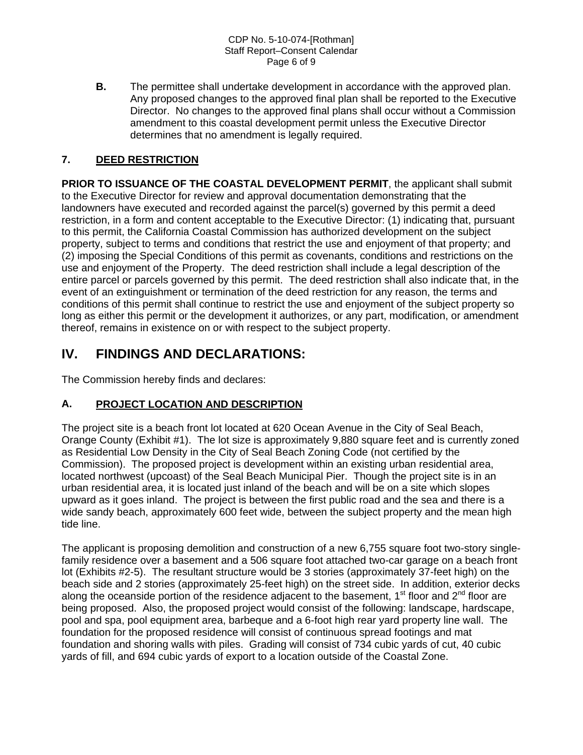**B.** The permittee shall undertake development in accordance with the approved plan. Any proposed changes to the approved final plan shall be reported to the Executive Director. No changes to the approved final plans shall occur without a Commission amendment to this coastal development permit unless the Executive Director determines that no amendment is legally required.

### 7. DEED RESTRICTION

**PRIOR TO ISSUANCE OF THE COASTAL DEVELOPMENT PERMIT**, the applicant shall submit to the Executive Director for review and approval documentation demonstrating that the landowners have executed and recorded against the parcel(s) governed by this permit a deed restriction, in a form and content acceptable to the Executive Director: (1) indicating that, pursuant to this permit, the California Coastal Commission has authorized development on the subject property, subject to terms and conditions that restrict the use and enjoyment of that property; and (2) imposing the Special Conditions of this permit as covenants, conditions and restrictions on the use and enjoyment of the Property. The deed restriction shall include a legal description of the entire parcel or parcels governed by this permit. The deed restriction shall also indicate that, in the event of an extinguishment or termination of the deed restriction for any reason, the terms and conditions of this permit shall continue to restrict the use and enjoyment of the subject property so long as either this permit or the development it authorizes, or any part, modification, or amendment thereof, remains in existence on or with respect to the subject property.

## IV. FINDINGS AND DECLARATIONS:

The Commission hereby finds and declares:

### A. PROJECT LOCATION AND DESCRIPTION

The project site is a beach front lot located at 620 Ocean Avenue in the City of Seal Beach, Orange County (Exhibit #1). The lot size is approximately 9,880 square feet and is currently zoned as Residential Low Density in the City of Seal Beach Zoning Code (not certified by the Commission). The proposed project is development within an existing urban residential area, located northwest (upcoast) of the Seal Beach Municipal Pier. Though the project site is in an urban residential area, it is located just inland of the beach and will be on a site which slopes upward as it goes inland. The project is between the first public road and the sea and there is a wide sandy beach, approximately 600 feet wide, between the subject property and the mean high tide line.

The applicant is proposing demolition and construction of a new 6,755 square foot two-story single-family residence over a basement and a 506 square foot attached two-car garage on a beach front lot (Exhibits #2-5). The resultant structure would be 3 stories (approximately 37-feet high) on the beach side and 2 stories (approximately 25-feet high) on the street side. In addition, exterior decks along the oceanside portion of the residence adjacent to the basement, 1st floor and 2nd floor are being proposed. Also, the proposed project would consist of the following: landscape, hardscape, pool and spa, pool equipment area, barbeque and a 6-foot high rear yard property line wall. The foundation for the proposed residence will consist of continuous spread footings and mat foundation and shoring walls with piles. Grading will consist of 734 cubic yards of cut, 40 cubic yards of fill, and 694 cubic yards of export to a location outside of the Coastal Zone.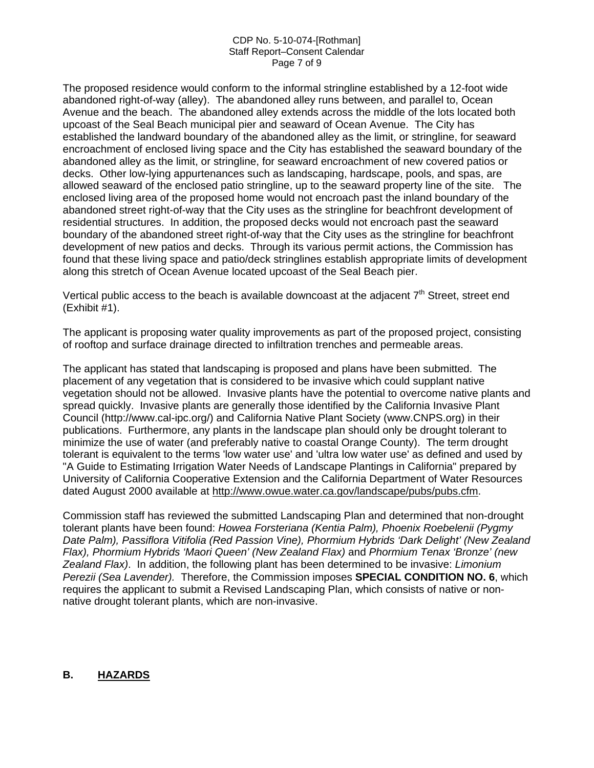The proposed residence would conform to the informal stringline established by a 12-foot wide abandoned right-of-way (alley). The abandoned alley runs between, and parallel to, Ocean Avenue and the beach. The abandoned alley extends across the middle of the lots located both upcoast of the Seal Beach municipal pier and seaward of Ocean Avenue. The City has established the landward boundary of the abandoned alley as the limit, or stringline, for seaward encroachment of enclosed living space and the City has established the seaward boundary of the abandoned alley as the limit, or stringline, for seaward encroachment of new covered patios or decks. Other low-lying appurtenances such as landscaping, hardscape, pools, and spas, are allowed seaward of the enclosed patio stringline, up to the seaward property line of the site. The enclosed living area of the proposed home would not encroach past the inland boundary of the abandoned street right-of-way that the City uses as the stringline for beachfront development of residential structures. In addition, the proposed decks would not encroach past the seaward boundary of the abandoned street right-of-way that the City uses as the stringline for beachfront development of new patios and decks. Through its various permit actions, the Commission has found that these living space and patio/deck stringlines establish appropriate limits of development along this stretch of Ocean Avenue located upcoast of the Seal Beach pier.

Vertical public access to the beach is available downcoast at the adjacent 7th Street, street end (Exhibit #1).

The applicant is proposing water quality improvements as part of the proposed project, consisting of rooftop and surface drainage directed to infiltration trenches and permeable areas.

The applicant has stated that landscaping is proposed and plans have been submitted. The placement of any vegetation that is considered to be invasive which could supplant native vegetation should not be allowed. Invasive plants have the potential to overcome native plants and spread quickly. Invasive plants are generally those identified by the California Invasive Plant Council (http://www.cal-ipc.org/) and California Native Plant Society (www.CNPS.org) in their publications. Furthermore, any plants in the landscape plan should only be drought tolerant to minimize the use of water (and preferably native to coastal Orange County). The term drought tolerant is equivalent to the terms 'low water use' and 'ultra low water use' as defined and used by "A Guide to Estimating Irrigation Water Needs of Landscape Plantings in California" prepared by University of California Cooperative Extension and the California Department of Water Resources dated August 2000 available at http://www.owue.water.ca.gov/landscape/pubs/pubs.cfm.

Commission staff has reviewed the submitted Landscaping Plan and determined that non-drought tolerant plants have been found: *Howea Forsteriana (Kentia Palm), Phoenix Roebelenii (Pygmy Date Palm), Passiflora Vitifolia (Red Passion Vine), Phormium Hybrids 'Dark Delight' (New Zealand Flax), Phormium Hybrids 'Maori Queen' (New Zealand Flax)* and *Phormium Tenax 'Bronze' (new Zealand Flax)*. In addition, the following plant has been determined to be invasive: *Limonium Perezii (Sea Lavender).* Therefore, the Commission imposes **SPECIAL CONDITION NO. 6**, which requires the applicant to submit a Revised Landscaping Plan, which consists of native or non-native drought tolerant plants, which are non-invasive.

## B. HAZARDS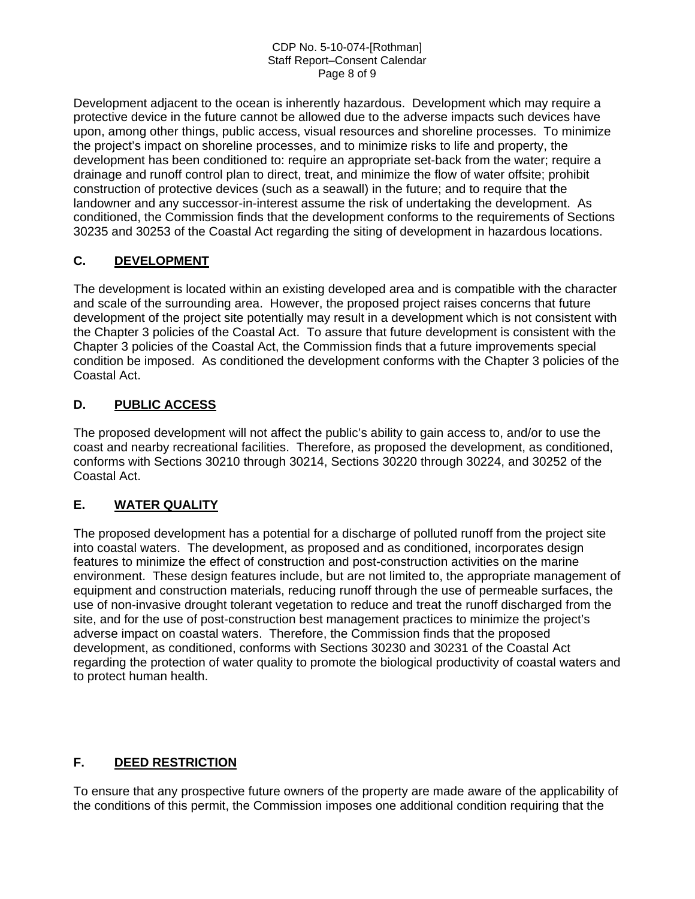Development adjacent to the ocean is inherently hazardous. Development which may require a protective device in the future cannot be allowed due to the adverse impacts such devices have upon, among other things, public access, visual resources and shoreline processes. To minimize the project's impact on shoreline processes, and to minimize risks to life and property, the development has been conditioned to: require an appropriate set-back from the water; require a drainage and runoff control plan to direct, treat, and minimize the flow of water offsite; prohibit construction of protective devices (such as a seawall) in the future; and to require that the landowner and any successor-in-interest assume the risk of undertaking the development. As conditioned, the Commission finds that the development conforms to the requirements of Sections 30235 and 30253 of the Coastal Act regarding the siting of development in hazardous locations.

## C. DEVELOPMENT

The development is located within an existing developed area and is compatible with the character and scale of the surrounding area. However, the proposed project raises concerns that future development of the project site potentially may result in a development which is not consistent with the Chapter 3 policies of the Coastal Act. To assure that future development is consistent with the Chapter 3 policies of the Coastal Act, the Commission finds that a future improvements special condition be imposed. As conditioned the development conforms with the Chapter 3 policies of the Coastal Act.

## D. PUBLIC ACCESS

The proposed development will not affect the public's ability to gain access to, and/or to use the coast and nearby recreational facilities. Therefore, as proposed the development, as conditioned, conforms with Sections 30210 through 30214, Sections 30220 through 30224, and 30252 of the Coastal Act.

## E. WATER QUALITY

The proposed development has a potential for a discharge of polluted runoff from the project site into coastal waters. The development, as proposed and as conditioned, incorporates design features to minimize the effect of construction and post-construction activities on the marine environment. These design features include, but are not limited to, the appropriate management of equipment and construction materials, reducing runoff through the use of permeable surfaces, the use of non-invasive drought tolerant vegetation to reduce and treat the runoff discharged from the site, and for the use of post-construction best management practices to minimize the project's adverse impact on coastal waters. Therefore, the Commission finds that the proposed development, as conditioned, conforms with Sections 30230 and 30231 of the Coastal Act regarding the protection of water quality to promote the biological productivity of coastal waters and to protect human health.

## F. DEED RESTRICTION

To ensure that any prospective future owners of the property are made aware of the applicability of the conditions of this permit, the Commission imposes one additional condition requiring that the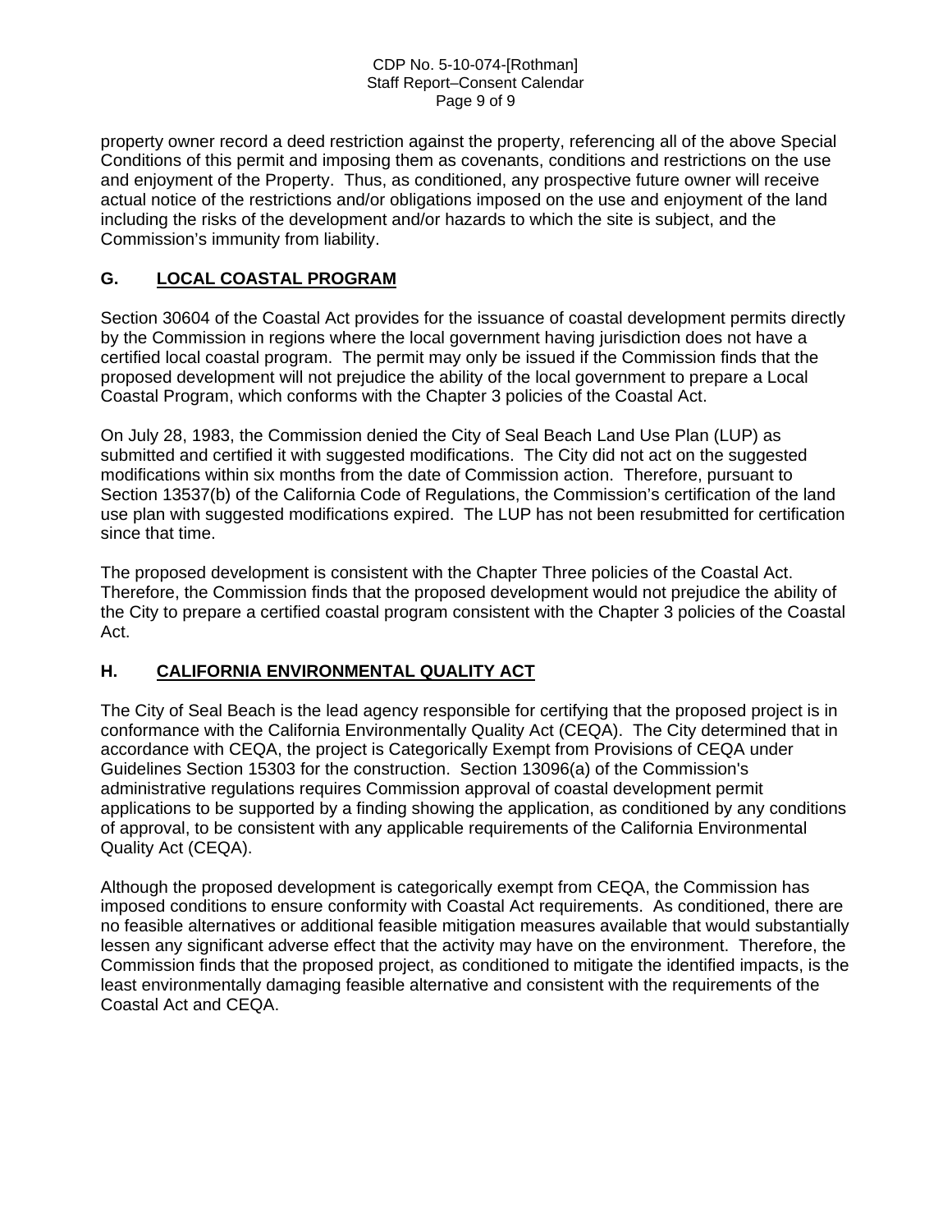property owner record a deed restriction against the property, referencing all of the above Special Conditions of this permit and imposing them as covenants, conditions and restrictions on the use and enjoyment of the Property. Thus, as conditioned, any prospective future owner will receive actual notice of the restrictions and/or obligations imposed on the use and enjoyment of the land including the risks of the development and/or hazards to which the site is subject, and the Commission's immunity from liability.

## G. LOCAL COASTAL PROGRAM

Section 30604 of the Coastal Act provides for the issuance of coastal development permits directly by the Commission in regions where the local government having jurisdiction does not have a certified local coastal program. The permit may only be issued if the Commission finds that the proposed development will not prejudice the ability of the local government to prepare a Local Coastal Program, which conforms with the Chapter 3 policies of the Coastal Act.

On July 28, 1983, the Commission denied the City of Seal Beach Land Use Plan (LUP) as submitted and certified it with suggested modifications. The City did not act on the suggested modifications within six months from the date of Commission action. Therefore, pursuant to Section 13537(b) of the California Code of Regulations, the Commission's certification of the land use plan with suggested modifications expired. The LUP has not been resubmitted for certification since that time.

The proposed development is consistent with the Chapter Three policies of the Coastal Act. Therefore, the Commission finds that the proposed development would not prejudice the ability of the City to prepare a certified coastal program consistent with the Chapter 3 policies of the Coastal Act.

## H. CALIFORNIA ENVIRONMENTAL QUALITY ACT

The City of Seal Beach is the lead agency responsible for certifying that the proposed project is in conformance with the California Environmentally Quality Act (CEQA). The City determined that in accordance with CEQA, the project is Categorically Exempt from Provisions of CEQA under Guidelines Section 15303 for the construction. Section 13096(a) of the Commission's administrative regulations requires Commission approval of coastal development permit applications to be supported by a finding showing the application, as conditioned by any conditions of approval, to be consistent with any applicable requirements of the California Environmental Quality Act (CEQA).

Although the proposed development is categorically exempt from CEQA, the Commission has imposed conditions to ensure conformity with Coastal Act requirements. As conditioned, there are no feasible alternatives or additional feasible mitigation measures available that would substantially lessen any significant adverse effect that the activity may have on the environment. Therefore, the Commission finds that the proposed project, as conditioned to mitigate the identified impacts, is the least environmentally damaging feasible alternative and consistent with the requirements of the Coastal Act and CEQA.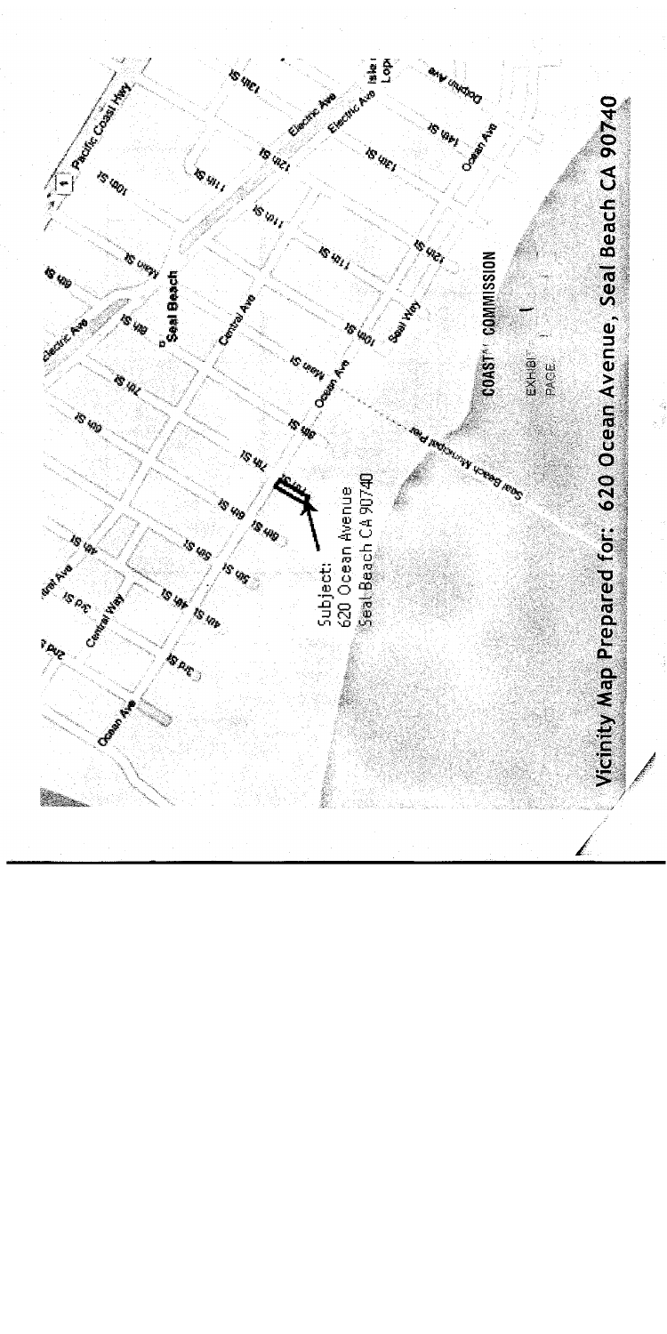# Vicinity Map Prepared for: 620 Ocean Avenue, Seal Beach CA 90740

Subject:
620 Ocean Avenue
Seal Beach CA 90740

COASTAL COMMISSION

EXHIBIT

PAGE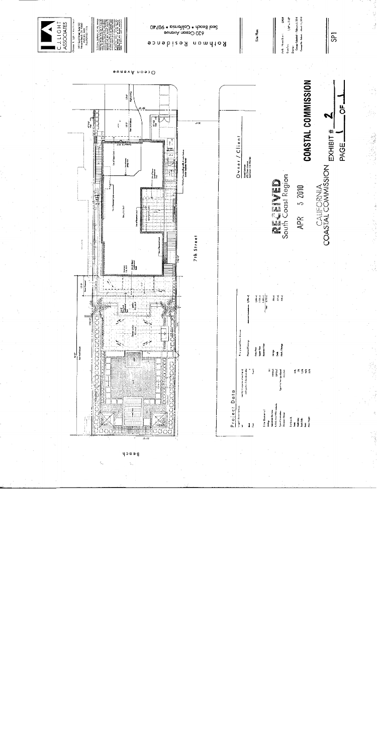C.J. LIGHT ASSOCIATES

Rothman Residence

620 Ocean Avenue

Seal Beach • California • 90740

Site Plan

Job Number: 0909

Scale: 1/8" = 1'-0"

SP1

Ocean Avenue

7th Street

Beach

Owner / Client

Project Data

RECEIVED
South Coast Region

APR 5 2010

CALIFORNIA
COASTAL COMMISSION

COASTAL COMMISSION

EXHIBIT # 2

PAGE 1 OF 1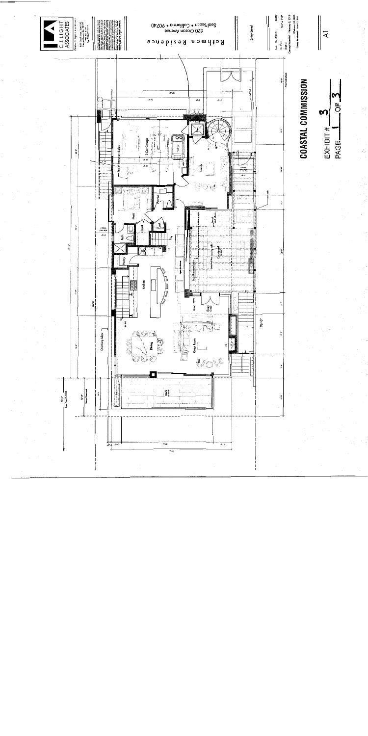C.J. LIGHT ASSOCIATES

Rothman Residence

620 Ocean Avenue

Seal Beach • California • 90740

Entry Level

A1

COASTAL COMMISSION

EXHIBIT # 3

PAGE 1 OF 3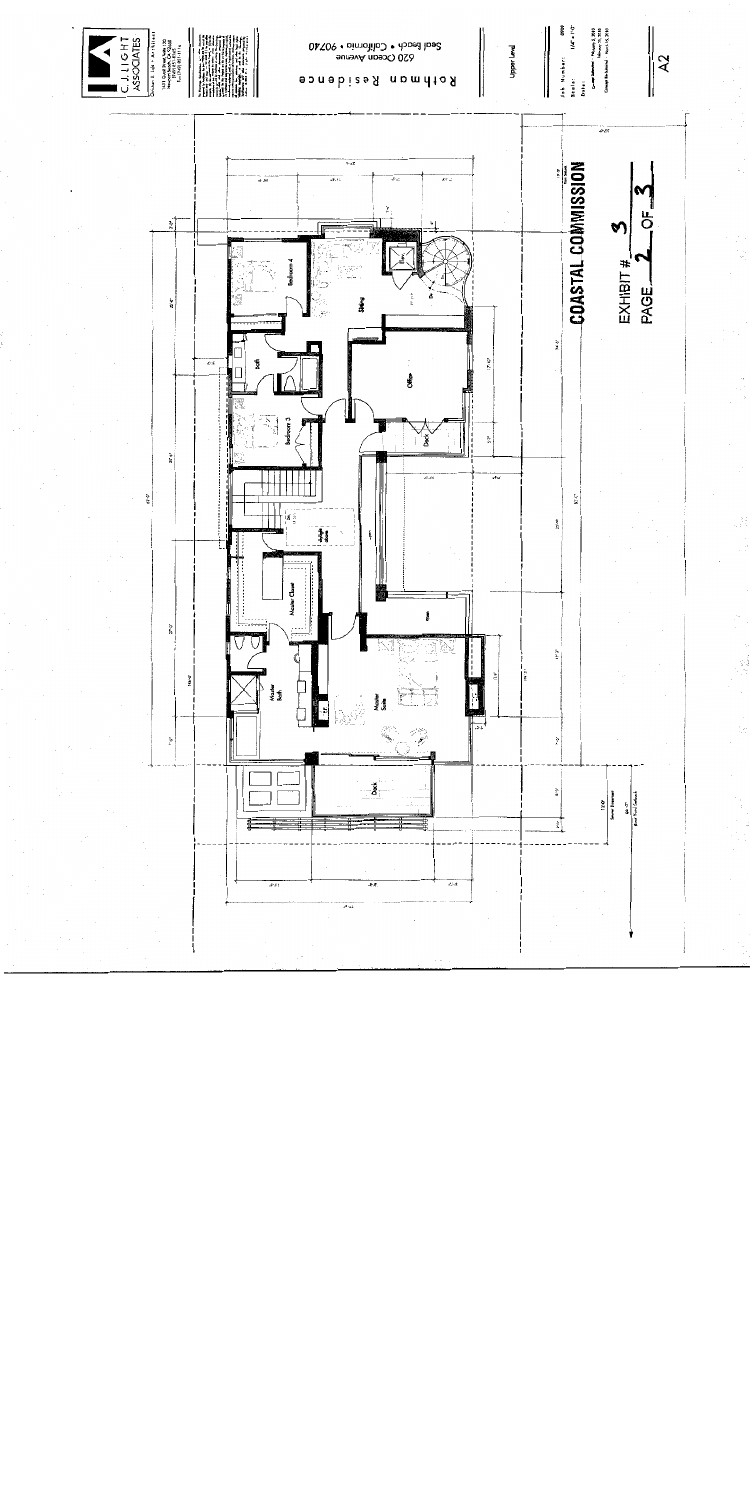C.J. LIGHT ASSOCIATES

Rothman Residence

620 Ocean Avenue

Seal Beach • California • 90740

Upper Level

A2

Office

Bedroom 4

Bedroom 3

Bath

Sitting

Deck

Master Closet

Master Bath

Master Suite

Deck

COASTAL COMMISSION

EXHIBIT # 3

PAGE 2 OF 3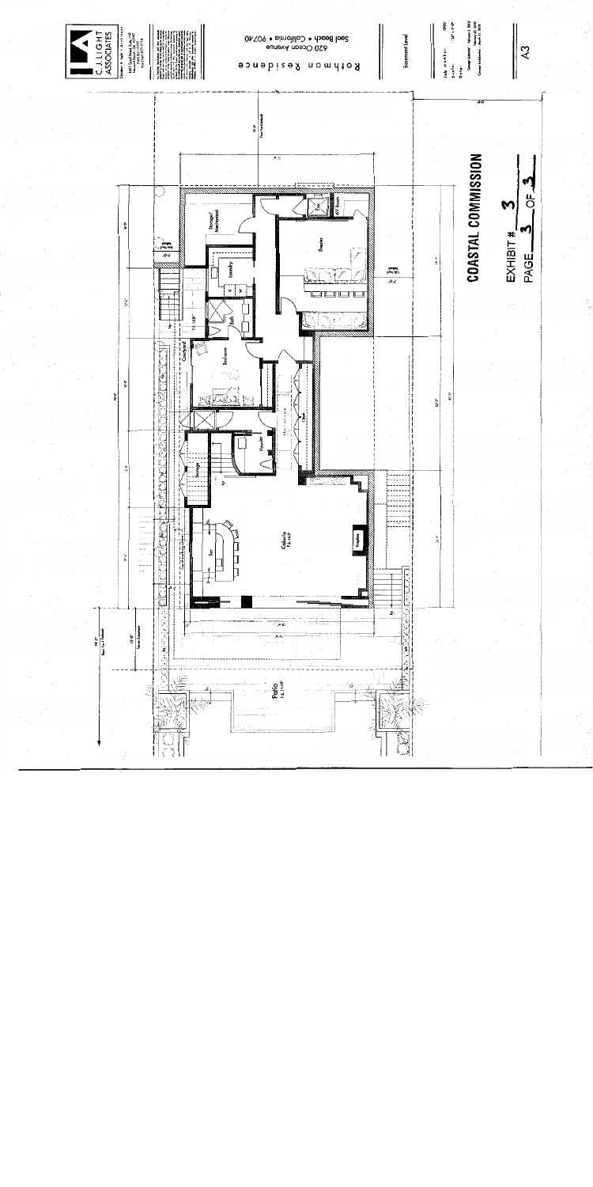C.J. LIGHT ASSOCIATES

Rothman Residence

620 Ocean Avenue

Seal Beach • California • 90740

Basement Level

A3

COASTAL COMMISSION

EXHIBIT # 3

PAGE 3 OF 3

Storage/ Mechanical

Laundry

Bath

Bedroom

Courtyard

Powder

Storage

Theater

AV Room

Closet

Bar

Cabaña

Fireplace

Patio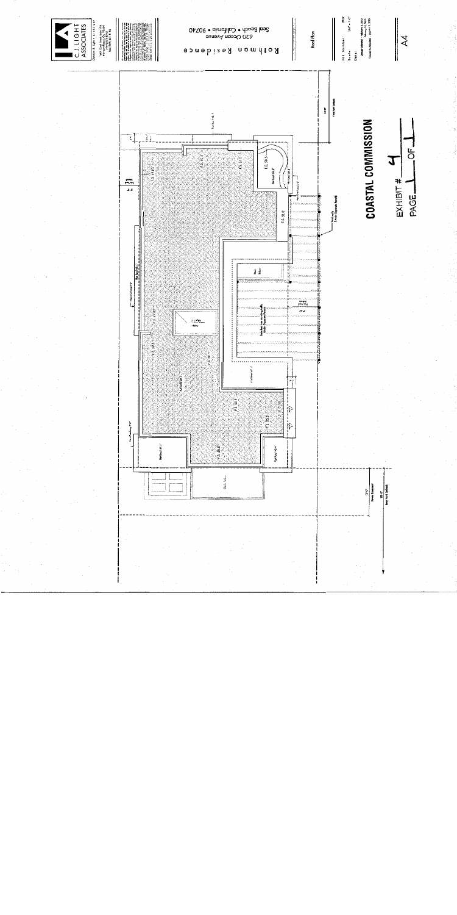C J LIGHT ASSOCIATES

Rothman Residence

620 Ocean Avenue

Seal Beach • California • 90740

Roof Plan

A4

COASTAL COMMISSION

EXHIBIT # 4

PAGE 1 OF 1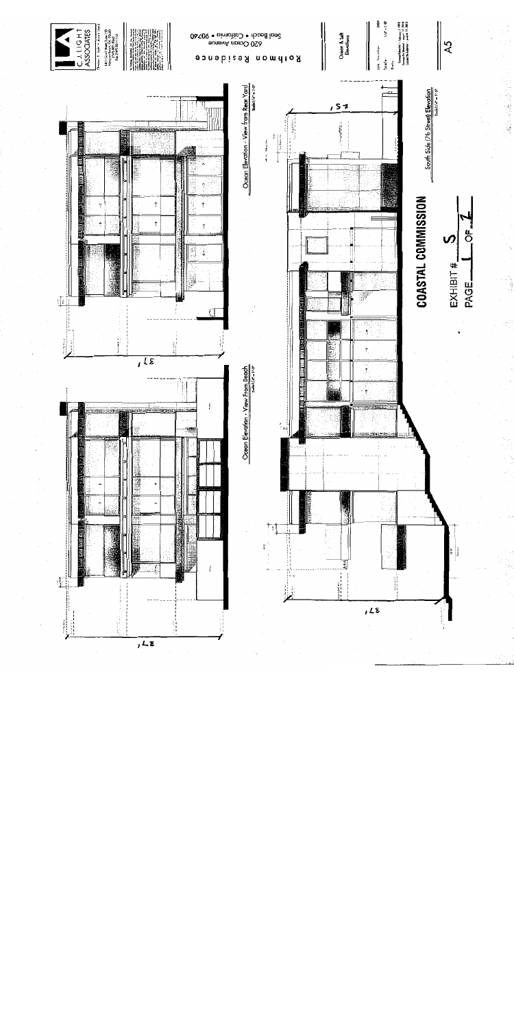C.J. LIGHT ASSOCIATES

Rothman Residence

620 Ocean Avenue

Seal Beach • California • 90740

Ocean & Left Elevations

A5

Ocean Elevation - View From Rear Yard

Scale 1/4" = 1'-0"

Ocean Elevation - View From Beach

Scale 1/4" = 1'-0"

South Side (7th Street) Elevation

Scale 1/4" = 1'-0"

37'

37'

25'

37'

**COASTAL COMMISSION**

EXHIBIT # 5

PAGE 1 OF 2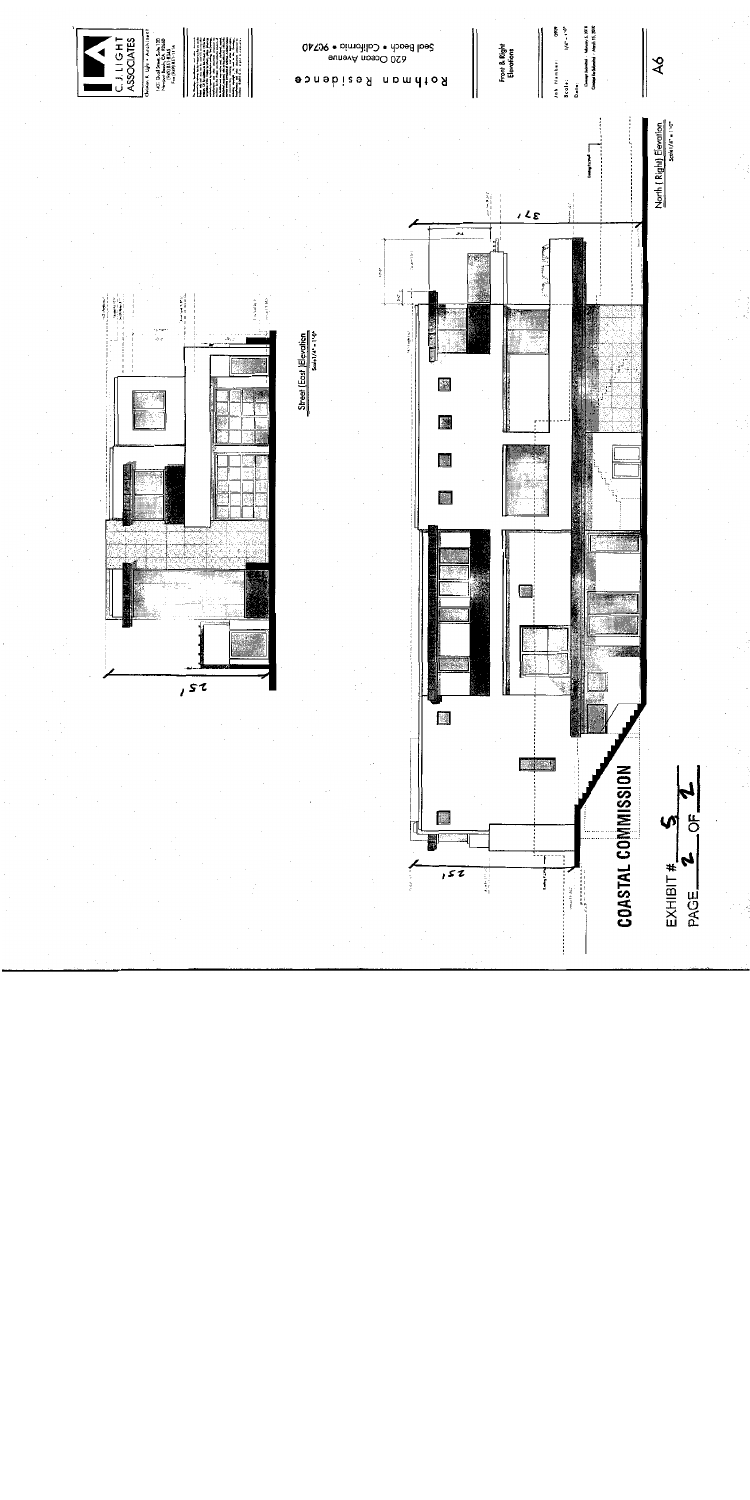C.J. LIGHT ASSOCIATES

Rothman Residence

620 Ocean Avenue

Seal Beach • California • 90740

Front & Right Elevations

A6

Street (East) Elevation

Scale 1/4" = 1'-0"

North (Right) Elevation

Scale 1/4" = 1'-0"

25'

25'

23'

COASTAL COMMISSION

EXHIBIT # 5

PAGE 2 OF 2